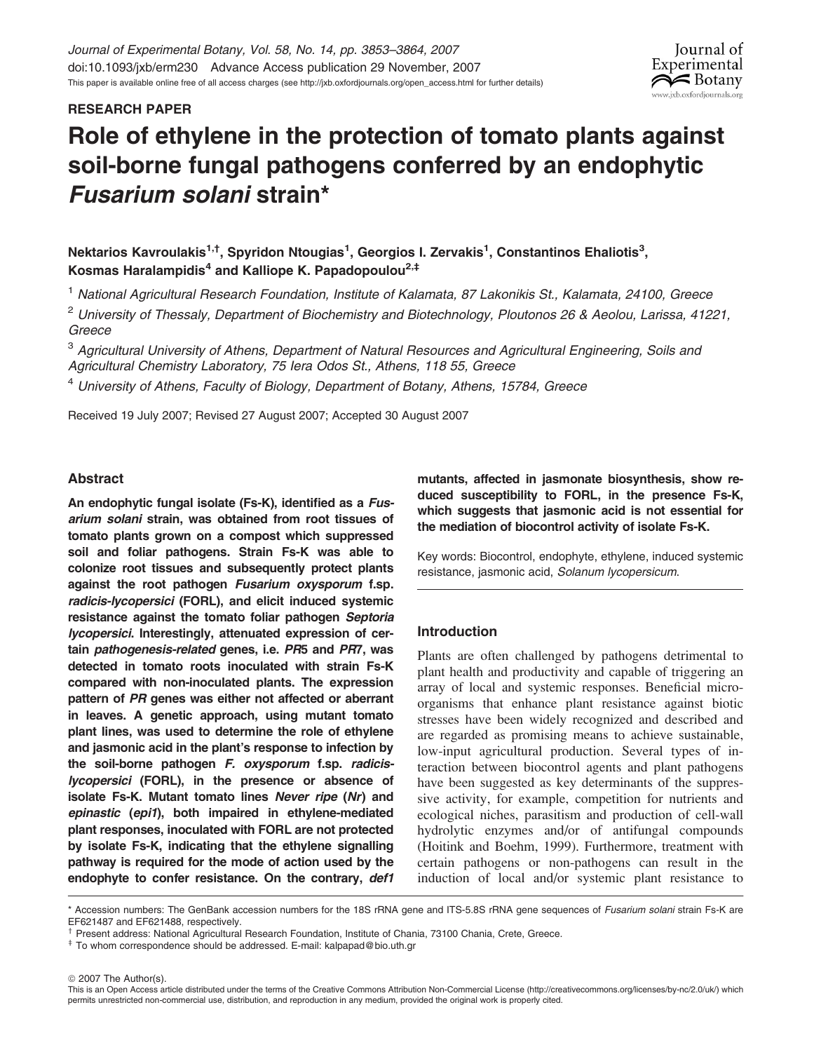Journal of Experimental Botany, Vol. 58, No. 14, pp. 3853–3864, 2007
doi:10.1093/jxb/erm230 Advance Access publication 29 November, 2007
This paper is available online free of all access charges (see http://jxb.oxfordjournals.org/open_access.html for further details)

**RESEARCH PAPER**

# Role of ethylene in the protection of tomato plants against soil-borne fungal pathogens conferred by an endophytic *Fusarium solani* strain*

**Nektarios Kavroulakis[1,†], Spyridon Ntougias[1], Georgios I. Zervakis[1], Constantinos Ehaliotis[3], Kosmas Haralampidis[4] and Kalliope K. Papadopoulou[2,‡]**

[1] National Agricultural Research Foundation, Institute of Kalamata, 87 Lakonikis St., Kalamata, 24100, Greece

[2] University of Thessaly, Department of Biochemistry and Biotechnology, Ploutonos 26 & Aeolou, Larissa, 41221, Greece

[3] Agricultural University of Athens, Department of Natural Resources and Agricultural Engineering, Soils and Agricultural Chemistry Laboratory, 75 Iera Odos St., Athens, 118 55, Greece

[4] University of Athens, Faculty of Biology, Department of Botany, Athens, 15784, Greece

Received 19 July 2007; Revised 27 August 2007; Accepted 30 August 2007

## Abstract

**An endophytic fungal isolate (Fs-K), identified as a *Fusarium solani* strain, was obtained from root tissues of tomato plants grown on a compost which suppressed soil and foliar pathogens. Strain Fs-K was able to colonize root tissues and subsequently protect plants against the root pathogen *Fusarium oxysporum* f.sp. *radicis-lycopersici* (FORL), and elicit induced systemic resistance against the tomato foliar pathogen *Septoria lycopersici*. Interestingly, attenuated expression of certain *pathogenesis-related* genes, i.e. *PR*5 and *PR*7, was detected in tomato roots inoculated with strain Fs-K compared with non-inoculated plants. The expression pattern of *PR* genes was either not affected or aberrant in leaves. A genetic approach, using mutant tomato plant lines, was used to determine the role of ethylene and jasmonic acid in the plant's response to infection by the soil-borne pathogen *F. oxysporum* f.sp. *radicis-lycopersici* (FORL), in the presence or absence of isolate Fs-K. Mutant tomato lines *Never ripe* (*Nr*) and *epinastic* (*epi1*), both impaired in ethylene-mediated plant responses, inoculated with FORL are not protected by isolate Fs-K, indicating that the ethylene signalling pathway is required for the mode of action used by the endophyte to confer resistance. On the contrary, *def1* mutants, affected in jasmonate biosynthesis, show reduced susceptibility to FORL, in the presence Fs-K, which suggests that jasmonic acid is not essential for the mediation of biocontrol activity of isolate Fs-K.**

Key words: Biocontrol, endophyte, ethylene, induced systemic resistance, jasmonic acid, *Solanum lycopersicum*.

## Introduction

Plants are often challenged by pathogens detrimental to plant health and productivity and capable of triggering an array of local and systemic responses. Beneficial micro-organisms that enhance plant resistance against biotic stresses have been widely recognized and described and are regarded as promising means to achieve sustainable, low-input agricultural production. Several types of interaction between biocontrol agents and plant pathogens have been suggested as key determinants of the suppressive activity, for example, competition for nutrients and ecological niches, parasitism and production of cell-wall hydrolytic enzymes and/or of antifungal compounds (Hoitink and Boehm, 1999). Furthermore, treatment with certain pathogens or non-pathogens can result in the induction of local and/or systemic plant resistance to

\* Accession numbers: The GenBank accession numbers for the 18S rRNA gene and ITS-5.8S rRNA gene sequences of *Fusarium solani* strain Fs-K are EF621487 and EF621488, respectively.

† Present address: National Agricultural Research Foundation, Institute of Chania, 73100 Chania, Crete, Greece.

‡ To whom correspondence should be addressed. E-mail: kalpapad@bio.uth.gr

© 2007 The Author(s).
This is an Open Access article distributed under the terms of the Creative Commons Attribution Non-Commercial License (http://creativecommons.org/licenses/by-nc/2.0/uk/) which permits unrestricted non-commercial use, distribution, and reproduction in any medium, provided the original work is properly cited.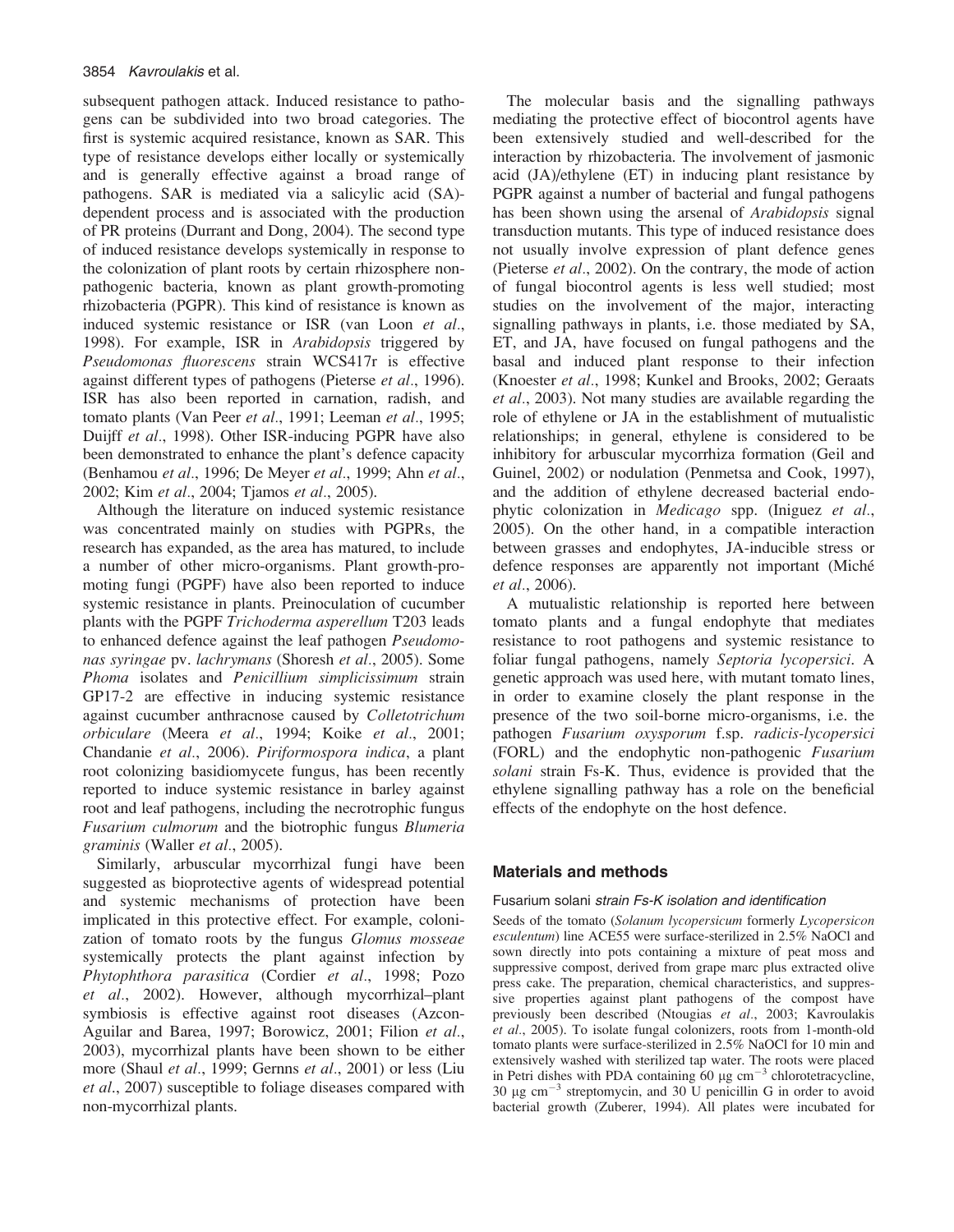subsequent pathogen attack. Induced resistance to pathogens can be subdivided into two broad categories. The first is systemic acquired resistance, known as SAR. This type of resistance develops either locally or systemically and is generally effective against a broad range of pathogens. SAR is mediated via a salicylic acid (SA)-dependent process and is associated with the production of PR proteins (Durrant and Dong, 2004). The second type of induced resistance develops systemically in response to the colonization of plant roots by certain rhizosphere non-pathogenic bacteria, known as plant growth-promoting rhizobacteria (PGPR). This kind of resistance is known as induced systemic resistance or ISR (van Loon *et al*., 1998). For example, ISR in *Arabidopsis* triggered by *Pseudomonas fluorescens* strain WCS417r is effective against different types of pathogens (Pieterse *et al*., 1996). ISR has also been reported in carnation, radish, and tomato plants (Van Peer *et al*., 1991; Leeman *et al*., 1995; Duijff *et al*., 1998). Other ISR-inducing PGPR have also been demonstrated to enhance the plant's defence capacity (Benhamou *et al*., 1996; De Meyer *et al*., 1999; Ahn *et al*., 2002; Kim *et al*., 2004; Tjamos *et al*., 2005).

Although the literature on induced systemic resistance was concentrated mainly on studies with PGPRs, the research has expanded, as the area has matured, to include a number of other micro-organisms. Plant growth-promoting fungi (PGPF) have also been reported to induce systemic resistance in plants. Preinoculation of cucumber plants with the PGPF *Trichoderma asperellum* T203 leads to enhanced defence against the leaf pathogen *Pseudomonas syringae* pv. *lachrymans* (Shoresh *et al*., 2005). Some *Phoma* isolates and *Penicillium simplicissimum* strain GP17-2 are effective in inducing systemic resistance against cucumber anthracnose caused by *Colletotrichum orbiculare* (Meera *et al*., 1994; Koike *et al*., 2001; Chandanie *et al*., 2006). *Piriformospora indica*, a plant root colonizing basidiomycete fungus, has been recently reported to induce systemic resistance in barley against root and leaf pathogens, including the necrotrophic fungus *Fusarium culmorum* and the biotrophic fungus *Blumeria graminis* (Waller *et al*., 2005).

Similarly, arbuscular mycorrhizal fungi have been suggested as bioprotective agents of widespread potential and systemic mechanisms of protection have been implicated in this protective effect. For example, colonization of tomato roots by the fungus *Glomus mosseae* systemically protects the plant against infection by *Phytophthora parasitica* (Cordier *et al*., 1998; Pozo *et al*., 2002). However, although mycorrhizal–plant symbiosis is effective against root diseases (Azcon-Aguilar and Barea, 1997; Borowicz, 2001; Filion *et al*., 2003), mycorrhizal plants have been shown to be either more (Shaul *et al*., 1999; Gernns *et al*., 2001) or less (Liu *et al*., 2007) susceptible to foliage diseases compared with non-mycorrhizal plants.

The molecular basis and the signalling pathways mediating the protective effect of biocontrol agents have been extensively studied and well-described for the interaction by rhizobacteria. The involvement of jasmonic acid (JA)/ethylene (ET) in inducing plant resistance by PGPR against a number of bacterial and fungal pathogens has been shown using the arsenal of *Arabidopsis* signal transduction mutants. This type of induced resistance does not usually involve expression of plant defence genes (Pieterse *et al*., 2002). On the contrary, the mode of action of fungal biocontrol agents is less well studied; most studies on the involvement of the major, interacting signalling pathways in plants, i.e. those mediated by SA, ET, and JA, have focused on fungal pathogens and the basal and induced plant response to their infection (Knoester *et al*., 1998; Kunkel and Brooks, 2002; Geraats *et al*., 2003). Not many studies are available regarding the role of ethylene or JA in the establishment of mutualistic relationships; in general, ethylene is considered to be inhibitory for arbuscular mycorrhiza formation (Geil and Guinel, 2002) or nodulation (Penmetsa and Cook, 1997), and the addition of ethylene decreased bacterial endophytic colonization in *Medicago* spp. (Iniguez *et al*., 2005). On the other hand, in a compatible interaction between grasses and endophytes, JA-inducible stress or defence responses are apparently not important (Miché *et al*., 2006).

A mutualistic relationship is reported here between tomato plants and a fungal endophyte that mediates resistance to root pathogens and systemic resistance to foliar fungal pathogens, namely *Septoria lycopersici*. A genetic approach was used here, with mutant tomato lines, in order to examine closely the plant response in the presence of the two soil-borne micro-organisms, i.e. the pathogen *Fusarium oxysporum* f.sp. *radicis-lycopersici* (FORL) and the endophytic non-pathogenic *Fusarium solani* strain Fs-K. Thus, evidence is provided that the ethylene signalling pathway has a role on the beneficial effects of the endophyte on the host defence.

## Materials and methods

### *Fusarium solani* strain Fs-K isolation and identification

Seeds of the tomato (*Solanum lycopersicum* formerly *Lycopersicon esculentum*) line ACE55 were surface-sterilized in 2.5% NaOCl and sown directly into pots containing a mixture of peat moss and suppressive compost, derived from grape marc plus extracted olive press cake. The preparation, chemical characteristics, and suppressive properties against plant pathogens of the compost have previously been described (Ntougias *et al*., 2003; Kavroulakis *et al*., 2005). To isolate fungal colonizers, roots from 1-month-old tomato plants were surface-sterilized in 2.5% NaOCl for 10 min and extensively washed with sterilized tap water. The roots were placed in Petri dishes with PDA containing 60 μg $cm^{-3}$ chlorotetracycline, 30 μg $cm^{-3}$ streptomycin, and 30 U penicillin G in order to avoid bacterial growth (Zuberer, 1994). All plates were incubated for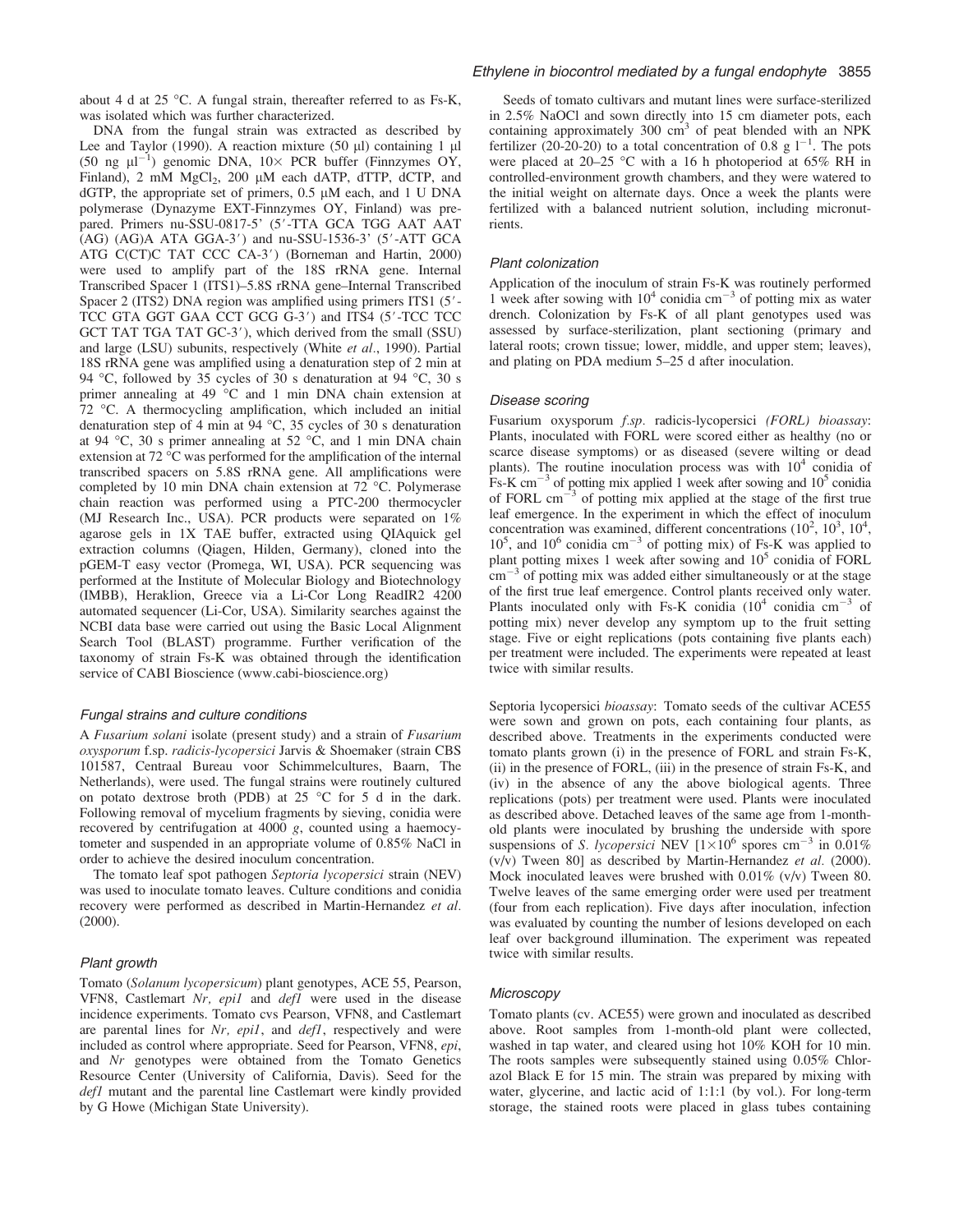about 4 d at 25 °C. A fungal strain, thereafter referred to as Fs-K, was isolated which was further characterized.

DNA from the fungal strain was extracted as described by Lee and Taylor (1990). A reaction mixture (50 μl) containing 1 μl (50 ng $\mu l^{-1}$) genomic DNA, 10× PCR buffer (Finnzymes OY, Finland), 2 mM $MgCl_2$, 200 μM each dATP, dTTP, dCTP, and dGTP, the appropriate set of primers, 0.5 μM each, and 1 U DNA polymerase (Dynazyme EXT-Finnzymes OY, Finland) was prepared. Primers nu-SSU-0817-5' (5'-TTA GCA TGG AAT AAT (AG) (AG)A ATA GGA-3') and nu-SSU-1536-3' (5'-ATT GCA ATG C(CT)C TAT CCC CA-3') (Borneman and Hartin, 2000) were used to amplify part of the 18S rRNA gene. Internal Transcribed Spacer 1 (ITS1)–5.8S rRNA gene–Internal Transcribed Spacer 2 (ITS2) DNA region was amplified using primers ITS1 (5'-TCC GTA GGT GAA CCT GCG G-3') and ITS4 (5'-TCC TCC GCT TAT TGA TAT GC-3'), which derived from the small (SSU) and large (LSU) subunits, respectively (White *et al*., 1990). Partial 18S rRNA gene was amplified using a denaturation step of 2 min at 94 °C, followed by 35 cycles of 30 s denaturation at 94 °C, 30 s primer annealing at 49 °C and 1 min DNA chain extension at 72 °C. A thermocycling amplification, which included an initial denaturation step of 4 min at 94 °C, 35 cycles of 30 s denaturation at 94 °C, 30 s primer annealing at 52 °C, and 1 min DNA chain extension at 72 °C was performed for the amplification of the internal transcribed spacers on 5.8S rRNA gene. All amplifications were completed by 10 min DNA chain extension at 72 °C. Polymerase chain reaction was performed using a PTC-200 thermocycler (MJ Research Inc., USA). PCR products were separated on 1% agarose gels in 1X TAE buffer, extracted using QIAquick gel extraction columns (Qiagen, Hilden, Germany), cloned into the pGEM-T easy vector (Promega, WI, USA). PCR sequencing was performed at the Institute of Molecular Biology and Biotechnology (IMBB), Heraklion, Greece via a Li-Cor Long ReadIR2 4200 automated sequencer (Li-Cor, USA). Similarity searches against the NCBI data base were carried out using the Basic Local Alignment Search Tool (BLAST) programme. Further verification of the taxonomy of strain Fs-K was obtained through the identification service of CABI Bioscience (www.cabi-bioscience.org)

### Fungal strains and culture conditions

A *Fusarium solani* isolate (present study) and a strain of *Fusarium oxysporum* f.sp. *radicis-lycopersici* Jarvis & Shoemaker (strain CBS 101587, Centraal Bureau voor Schimmelcultures, Baarn, The Netherlands), were used. The fungal strains were routinely cultured on potato dextrose broth (PDB) at 25 °C for 5 d in the dark. Following removal of mycelium fragments by sieving, conidia were recovered by centrifugation at 4000 *g*, counted using a haemocytometer and suspended in an appropriate volume of 0.85% NaCl in order to achieve the desired inoculum concentration.

The tomato leaf spot pathogen *Septoria lycopersici* strain (NEV) was used to inoculate tomato leaves. Culture conditions and conidia recovery were performed as described in Martin-Hernandez *et al*. (2000).

### Plant growth

Tomato (*Solanum lycopersicum*) plant genotypes, ACE 55, Pearson, VFN8, Castlemart *Nr, epi1* and *def1* were used in the disease incidence experiments. Tomato cvs Pearson, VFN8, and Castlemart are parental lines for *Nr*, *epi1*, and *def1*, respectively and were included as control where appropriate. Seed for Pearson, VFN8, *epi*, and *Nr* genotypes were obtained from the Tomato Genetics Resource Center (University of California, Davis). Seed for the *def1* mutant and the parental line Castlemart were kindly provided by G Howe (Michigan State University).

Seeds of tomato cultivars and mutant lines were surface-sterilized in 2.5% NaOCl and sown directly into 15 cm diameter pots, each containing approximately 300 $cm^3$ of peat blended with an NPK fertilizer (20-20-20) to a total concentration of 0.8 g $l^{-1}$. The pots were placed at 20–25 °C with a 16 h photoperiod at 65% RH in controlled-environment growth chambers, and they were watered to the initial weight on alternate days. Once a week the plants were fertilized with a balanced nutrient solution, including micronutrients.

### Plant colonization

Application of the inoculum of strain Fs-K was routinely performed 1 week after sowing with $10^4$ conidia $cm^{-3}$ of potting mix as water drench. Colonization by Fs-K of all plant genotypes used was assessed by surface-sterilization, plant sectioning (primary and lateral roots; crown tissue; lower, middle, and upper stem; leaves), and plating on PDA medium 5–25 d after inoculation.

### Disease scoring

Fusarium oxysporum *f.sp.* radicis-lycopersici *(FORL) bioassay*: Plants, inoculated with FORL were scored either as healthy (no or scarce disease symptoms) or as diseased (severe wilting or dead plants). The routine inoculation process was with $10^4$ conidia of Fs-K $cm^{-3}$ of potting mix applied 1 week after sowing and $10^5$ conidia of FORL $cm^{-3}$ of potting mix applied at the stage of the first true leaf emergence. In the experiment in which the effect of inoculum concentration was examined, different concentrations ($10^2$, $10^3$, $10^4$, $10^5$, and $10^6$ conidia $cm^{-3}$ of potting mix) of Fs-K was applied to plant potting mixes 1 week after sowing and $10^5$ conidia of FORL $cm^{-3}$ of potting mix was added either simultaneously or at the stage of the first true leaf emergence. Control plants received only water. Plants inoculated only with Fs-K conidia ($10^4$ conidia $cm^{-3}$ of potting mix) never develop any symptom up to the fruit setting stage. Five or eight replications (pots containing five plants each) per treatment were included. The experiments were repeated at least twice with similar results.

Septoria lycopersici *bioassay*: Tomato seeds of the cultivar ACE55 were sown and grown on pots, each containing four plants, as described above. Treatments in the experiments conducted were tomato plants grown (i) in the presence of FORL and strain Fs-K, (ii) in the presence of FORL, (iii) in the presence of strain Fs-K, and (iv) in the absence of any the above biological agents. Three replications (pots) per treatment were used. Plants were inoculated as described above. Detached leaves of the same age from 1-month-old plants were inoculated by brushing the underside with spore suspensions of *S. lycopersici* NEV [$1\times10^6$ spores $cm^{-3}$ in 0.01% (v/v) Tween 80] as described by Martin-Hernandez *et al*. (2000). Mock inoculated leaves were brushed with 0.01% (v/v) Tween 80. Twelve leaves of the same emerging order were used per treatment (four from each replication). Five days after inoculation, infection was evaluated by counting the number of lesions developed on each leaf over background illumination. The experiment was repeated twice with similar results.

### Microscopy

Tomato plants (cv. ACE55) were grown and inoculated as described above. Root samples from 1-month-old plant were collected, washed in tap water, and cleared using hot 10% KOH for 10 min. The roots samples were subsequently stained using 0.05% Chlorazol Black E for 15 min. The strain was prepared by mixing with water, glycerine, and lactic acid of 1:1:1 (by vol.). For long-term storage, the stained roots were placed in glass tubes containing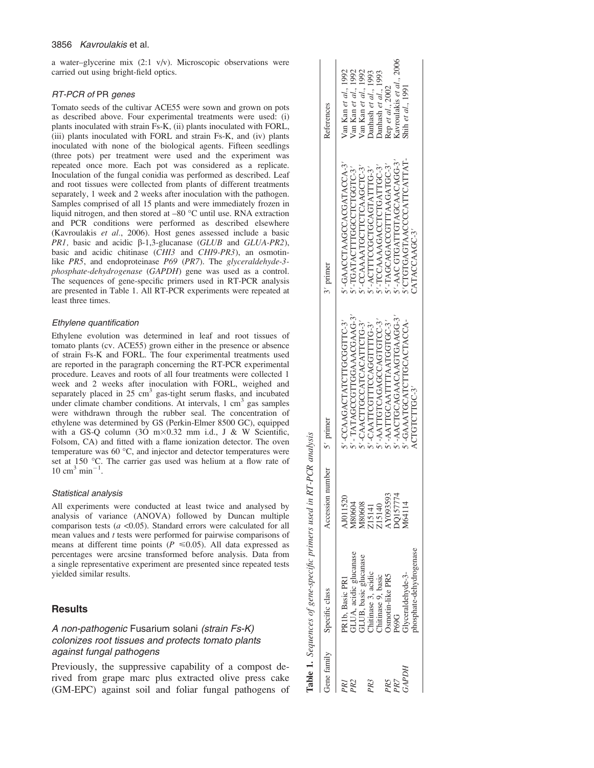a water–glycerine mix (2:1 v/v). Microscopic observations were carried out using bright-field optics.

### RT-PCR of PR genes

Tomato seeds of the cultivar ACE55 were sown and grown on pots as described above. Four experimental treatments were used: (i) plants inoculated with strain Fs-K, (ii) plants inoculated with FORL, (iii) plants inoculated with FORL and strain Fs-K, and (iv) plants inoculated with none of the biological agents. Fifteen seedlings (three pots) per treatment were used and the experiment was repeated once more. Each pot was considered as a replicate. Inoculation of the fungal conidia was performed as described. Leaf and root tissues were collected from plants of different treatments separately, 1 week and 2 weeks after inoculation with the pathogen. Samples comprised of all 15 plants and were immediately frozen in liquid nitrogen, and then stored at –80 °C until use. RNA extraction and PCR conditions were performed as described elsewhere (Kavroulakis *et al*., 2006). Host genes assessed include a basic *PR1*, basic and acidic β-1,3-glucanase (*GLUB* and *GLUA-PR2*), basic and acidic chitinase (*CHI3* and *CHI9-PR3*), an osmotin-like *PR5*, and endoproteinase *P69* (*PR7*). The *glyceraldehyde-3-phosphate-dehydrogenase* (*GAPDH*) gene was used as a control. The sequences of gene-specific primers used in RT-PCR analysis are presented in Table 1. All RT-PCR experiments were repeated at least three times.

### Ethylene quantification

Ethylene evolution was determined in leaf and root tissues of tomato plants (cv. ACE55) grown either in the presence or absence of strain Fs-K and FORL. The four experimental treatments used are reported in the paragraph concerning the RT-PCR experimental procedure. Leaves and roots of all four treatments were collected 1 week and 2 weeks after inoculation with FORL, weighed and separately placed in 25 cm$^3$ gas-tight serum flasks, and incubated under climate chamber conditions. At intervals, 1 cm$^3$ gas samples were withdrawn through the rubber seal. The concentration of ethylene was determined by GS (Perkin-Elmer 8500 GC), equipped with a GS-Q column (3O m×0.32 mm i.d., J & W Scientific, Folsom, CA) and fitted with a flame ionization detector. The oven temperature was 60 °C, and injector and detector temperatures were set at 150 °C. The carrier gas used was helium at a flow rate of 10 cm$^3$ min$^{-1}$.

### Statistical analysis

All experiments were conducted at least twice and analysed by analysis of variance (ANOVA) followed by Duncan multiple comparison tests ($a$ <0.05). Standard errors were calculated for all mean values and $t$ tests were performed for pairwise comparisons of means at different time points ($P \leq 0.05$). All data expressed as percentages were arcsine transformed before analysis. Data from a single representative experiment are presented since repeated tests yielded similar results.

## Results

### A non-pathogenic Fusarium solani (strain Fs-K) colonizes root tissues and protects tomato plants against fungal pathogens

Previously, the suppressive capability of a compost derived from grape marc plus extracted olive press cake (GM-EPC) against soil and foliar fungal pathogens of

**Table 1.** *Sequences of gene-specific primers used in RT-PCR analysis*

| Gene family | Specific class | Accession number | 5′ primer | 3′ primer | References |
|---|---|---|---|---|---|
| *PR1* | PR1b, Basic PR1 | AJ011520 | 5′-CCAAGACTATCTTGCGGTTC-3′ | 5′-GAACCTAAGCCACGATACCA-3′ | Van Kan *et al*., 1992 |
| *PR2* | GLUA, acidic glucanase | M80604 | 5′- TATAGCCGTTGGAAACGAAG-3′ | 5′-TGATACTTTGGCCTCTGGTC-3′ | Van Kan *et al*., 1992 |
| | GLUB, basic glucanase | M80608 | 5′-CAACTTGCCATCACATTCTG-3′ | 5′-CCAAAATGCTTCTCAAGCTC-3′ | Van Kan *et al*., 1992 |
| *PR3* | Chitinase 3, acidic | Z15141 | 5′-CAATTCGTTTCCAGGTTTTG-3′ | 5′-ACTTTCCGCTGCAGTATTTG-3′ | Danhash *et al*., 1993 |
| | Chitinase 9, basic | Z15140 | 5′-AATTGTCAGAGCCAGTGTCC-3′ | 5′-TCCAAAAGACCTCTGATTGC-3′ | Danhash *et al*., 1993 |
| *PR5* | Osmotin-like PR5 | AY093593 | 5′-AATTGCAATTTTAATGGTGC-3′ | 5′-TAGCAGACCGTTTAAGATGC-3′ | Rep *et al*., 2002 |
| *PR7* | P69G | DQ157774 | 5′-AACTGCAGAACAAGTGAAGG-3′ | 5′-AAC GTGATTGTAGCAACAGG-3′ | Kavroulakis *et al*., 2006 |
| *GAPDH* | Glyceraldehyde-3-phosphate-dehydrogenase | M64114 | 5′-GAAATGCATCTTGCACTACCA-ACTGTCTTGC-3′ | 5′CTGTGAGTAACCCCATTCATTAT-CATACCAAGC-3′ | Shih *et al*., 1991 |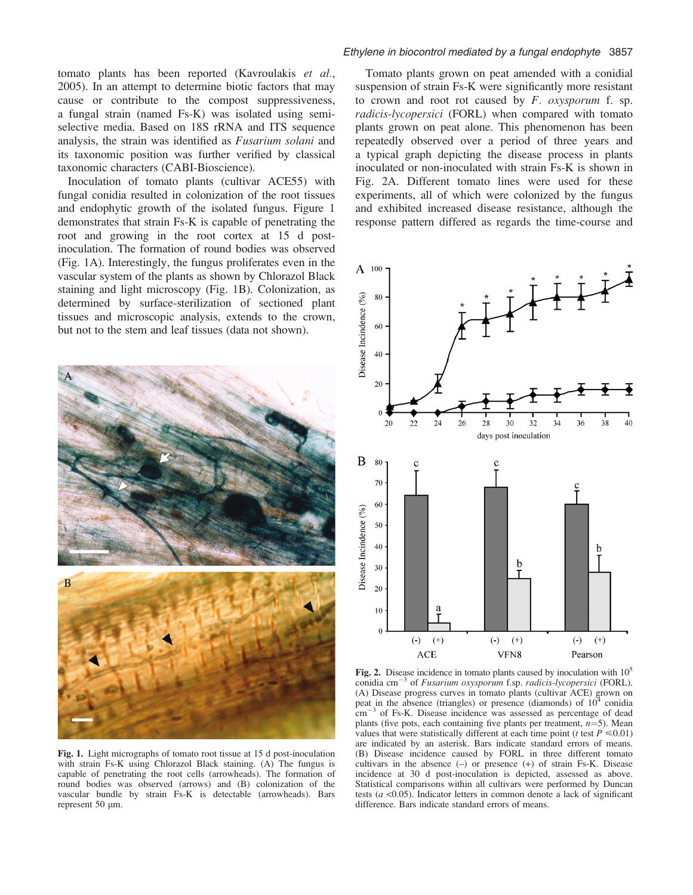tomato plants has been reported (Kavroulakis *et al.*, 2005). In an attempt to determine biotic factors that may cause or contribute to the compost suppressiveness, a fungal strain (named Fs-K) was isolated using semi-selective media. Based on 18S rRNA and ITS sequence analysis, the strain was identified as *Fusarium solani* and its taxonomic position was further verified by classical taxonomic characters (CABI-Bioscience).

Inoculation of tomato plants (cultivar ACE55) with fungal conidia resulted in colonization of the root tissues and endophytic growth of the isolated fungus. Figure 1 demonstrates that strain Fs-K is capable of penetrating the root and growing in the root cortex at 15 d post-inoculation. The formation of round bodies was observed (Fig. 1A). Interestingly, the fungus proliferates even in the vascular system of the plants as shown by Chlorazol Black staining and light microscopy (Fig. 1B). Colonization, as determined by surface-sterilization of sectioned plant tissues and microscopic analysis, extends to the crown, but not to the stem and leaf tissues (data not shown).

**Fig. 1.** Light micrographs of tomato root tissue at 15 d post-inoculation with strain Fs-K using Chlorazol Black staining. (A) The fungus is capable of penetrating the root cells (arrowheads). The formation of round bodies was observed (arrows) and (B) colonization of the vascular bundle by strain Fs-K is detectable (arrowheads). Bars represent 50 μm.

Tomato plants grown on peat amended with a conidial suspension of strain Fs-K were significantly more resistant to crown and root rot caused by *F. oxysporum* f. sp. *radicis-lycopersici* (FORL) when compared with tomato plants grown on peat alone. This phenomenon has been repeatedly observed over a period of three years and a typical graph depicting the disease process in plants inoculated or non-inoculated with strain Fs-K is shown in Fig. 2A. Different tomato lines were used for these experiments, all of which were colonized by the fungus and exhibited increased disease resistance, although the response pattern differed as regards the time-course and

**Fig. 2.** Disease incidence in tomato plants caused by inoculation with $10^5$ conidia $cm^{-3}$ of *Fusarium oxysporum* f.sp. *radicis-lycopersici* (FORL). (A) Disease progress curves in tomato plants (cultivar ACE) grown on peat in the absence (triangles) or presence (diamonds) of $10^4$ conidia $cm^{-3}$ of Fs-K. Disease incidence was assessed as percentage of dead plants (five pots, each containing five plants per treatment, $n$=5). Mean values that were statistically different at each time point ($t$ test $P \leq 0.01$) are indicated by an asterisk. Bars indicate standard errors of means. (B) Disease incidence caused by FORL in three different tomato cultivars in the absence (–) or presence (+) of strain Fs-K. Disease incidence at 30 d post-inoculation is depicted, assessed as above. Statistical comparisons within all cultivars were performed by Duncan tests ($a$ <0.05). Indicator letters in common denote a lack of significant difference. Bars indicate standard errors of means.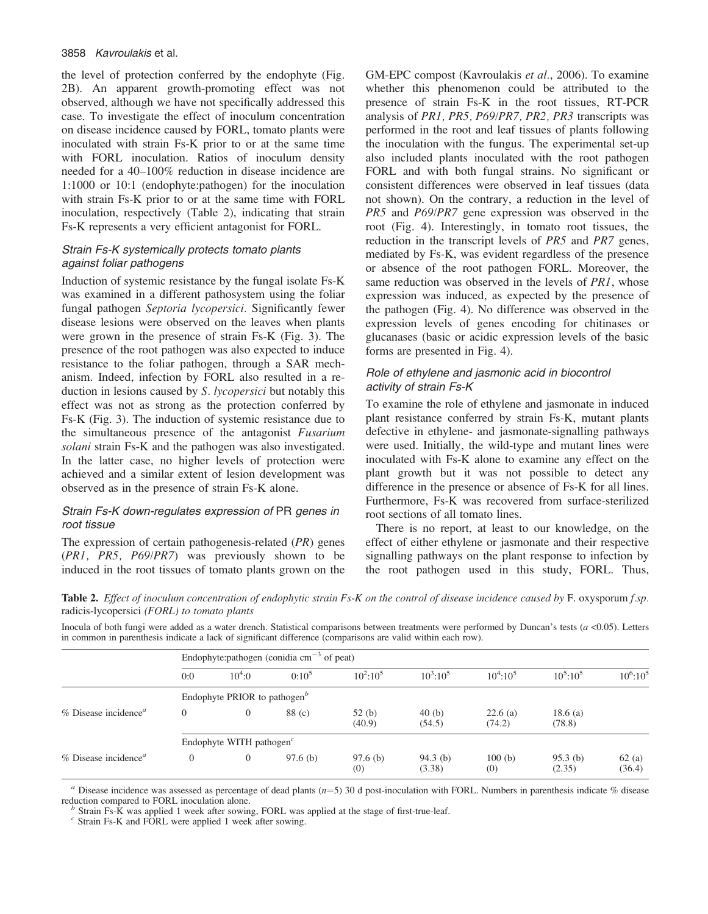the level of protection conferred by the endophyte (Fig. 2B). An apparent growth-promoting effect was not observed, although we have not specifically addressed this case. To investigate the effect of inoculum concentration on disease incidence caused by FORL, tomato plants were inoculated with strain Fs-K prior to or at the same time with FORL inoculation. Ratios of inoculum density needed for a 40–100% reduction in disease incidence are 1:1000 or 10:1 (endophyte:pathogen) for the inoculation with strain Fs-K prior to or at the same time with FORL inoculation, respectively (Table 2), indicating that strain Fs-K represents a very efficient antagonist for FORL.

### *Strain Fs-K systemically protects tomato plants against foliar pathogens*

Induction of systemic resistance by the fungal isolate Fs-K was examined in a different pathosystem using the foliar fungal pathogen *Septoria lycopersici.* Significantly fewer disease lesions were observed on the leaves when plants were grown in the presence of strain Fs-K (Fig. 3). The presence of the root pathogen was also expected to induce resistance to the foliar pathogen, through a SAR mechanism. Indeed, infection by FORL also resulted in a reduction in lesions caused by *S. lycopersici* but notably this effect was not as strong as the protection conferred by Fs-K (Fig. 3). The induction of systemic resistance due to the simultaneous presence of the antagonist *Fusarium solani* strain Fs-K and the pathogen was also investigated. In the latter case, no higher levels of protection were achieved and a similar extent of lesion development was observed as in the presence of strain Fs-K alone.

### *Strain Fs-K down-regulates expression of* PR *genes in root tissue*

The expression of certain pathogenesis-related (*PR*) genes (*PR1, PR5, P69/PR7*) was previously shown to be induced in the root tissues of tomato plants grown on the GM-EPC compost (Kavroulakis *et al*., 2006). To examine whether this phenomenon could be attributed to the presence of strain Fs-K in the root tissues, RT-PCR analysis of *PR1, PR5, P69/PR7, PR2, PR3* transcripts was performed in the root and leaf tissues of plants following the inoculation with the fungus. The experimental set-up also included plants inoculated with the root pathogen FORL and with both fungal strains. No significant or consistent differences were observed in leaf tissues (data not shown). On the contrary, a reduction in the level of *PR5* and *P69/PR7* gene expression was observed in the root (Fig. 4). Interestingly, in tomato root tissues, the reduction in the transcript levels of *PR5* and *PR7* genes, mediated by Fs-K, was evident regardless of the presence or absence of the root pathogen FORL. Moreover, the same reduction was observed in the levels of *PR1*, whose expression was induced, as expected by the presence of the pathogen (Fig. 4). No difference was observed in the expression levels of genes encoding for chitinases or glucanases (basic or acidic expression levels of the basic forms are presented in Fig. 4).

### *Role of ethylene and jasmonic acid in biocontrol activity of strain Fs-K*

To examine the role of ethylene and jasmonate in induced plant resistance conferred by strain Fs-K, mutant plants defective in ethylene- and jasmonate-signalling pathways were used. Initially, the wild-type and mutant lines were inoculated with Fs-K alone to examine any effect on the plant growth but it was not possible to detect any difference in the presence or absence of Fs-K for all lines. Furthermore, Fs-K was recovered from surface-sterilized root sections of all tomato lines.

There is no report, at least to our knowledge, on the effect of either ethylene or jasmonate and their respective signalling pathways on the plant response to infection by the root pathogen used in this study, FORL. Thus,

**Table 2.** *Effect of inoculum concentration of endophytic strain Fs-K on the control of disease incidence caused by* F. oxysporum *f.sp.* radicis-lycopersici *(FORL) to tomato plants*

Inocula of both fungi were added as a water drench. Statistical comparisons between treatments were performed by Duncan's tests ($a$ <0.05). Letters in common in parenthesis indicate a lack of significant difference (comparisons are valid within each row).

| | Endophyte:pathogen (conidia $cm^{-3}$ of peat) | | | | | | | |
|---|---|---|---|---|---|---|---|---|
| | 0:0 | $10^4$:0 | 0:$10^5$ | $10^2$:$10^5$ | $10^3$:$10^5$ | $10^4$:$10^5$ | $10^5$:$10^5$ | $10^6$:$10^5$ |
| | Endophyte PRIOR to pathogen[b] | | | | | | | |
| % Disease incidence[a] | 0 | 0 | 88 (c) | 52 (b) (40.9) | 40 (b) (54.5) | 22.6 (a) (74.2) | 18.6 (a) (78.8) | |
| | Endophyte WITH pathogen[c] | | | | | | | |
| % Disease incidence[a] | 0 | 0 | 97.6 (b) | 97.6 (b) (0) | 94.3 (b) (3.38) | 100 (b) (0) | 95.3 (b) (2.35) | 62 (a) (36.4) |

[a] Disease incidence was assessed as percentage of dead plants ($n$=5) 30 d post-inoculation with FORL. Numbers in parenthesis indicate % disease reduction compared to FORL inoculation alone.
[b] Strain Fs-K was applied 1 week after sowing, FORL was applied at the stage of first-true-leaf.
[c] Strain Fs-K and FORL were applied 1 week after sowing.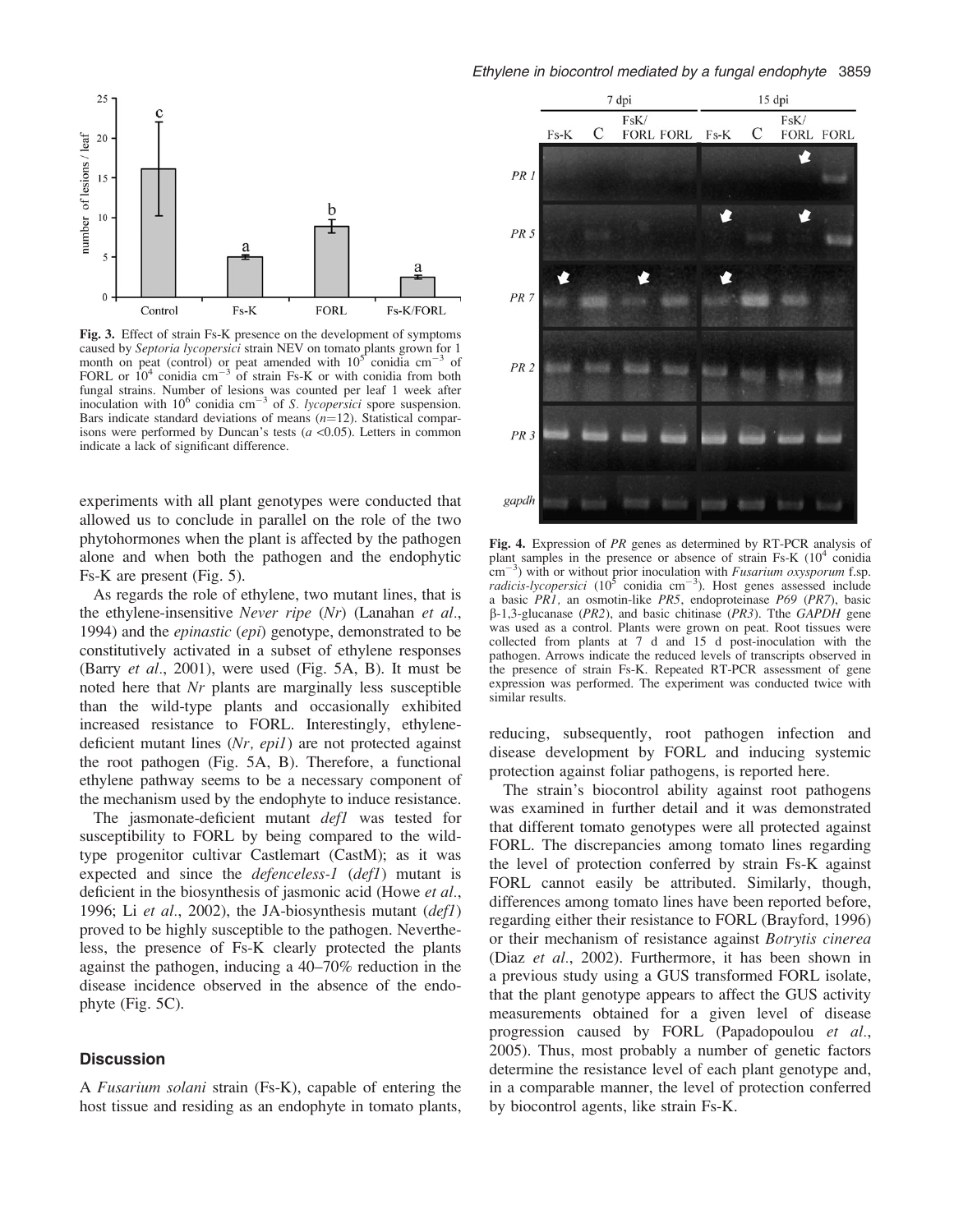Fig. 3. Effect of strain Fs-K presence on the development of symptoms caused by *Septoria lycopersici* strain NEV on tomato plants grown for 1 month on peat (control) or peat amended with $10^5$ conidia $cm^{-3}$ of FORL or $10^4$ conidia $cm^{-3}$ of strain Fs-K or with conidia from both fungal strains. Number of lesions was counted per leaf 1 week after inoculation with $10^6$ conidia $cm^{-3}$ of *S. lycopersici* spore suspension. Bars indicate standard deviations of means ($n$=12). Statistical comparisons were performed by Duncan's tests ($a$ <0.05). Letters in common indicate a lack of significant difference.

experiments with all plant genotypes were conducted that allowed us to conclude in parallel on the role of the two phytohormones when the plant is affected by the pathogen alone and when both the pathogen and the endophytic Fs-K are present (Fig. 5).

As regards the role of ethylene, two mutant lines, that is the ethylene-insensitive *Never ripe* (*Nr*) (Lanahan *et al*., 1994) and the *epinastic* (*epi*) genotype, demonstrated to be constitutively activated in a subset of ethylene responses (Barry *et al*., 2001), were used (Fig. 5A, B). It must be noted here that *Nr* plants are marginally less susceptible than the wild-type plants and occasionally exhibited increased resistance to FORL. Interestingly, ethylene-deficient mutant lines (*Nr, epi1*) are not protected against the root pathogen (Fig. 5A, B). Therefore, a functional ethylene pathway seems to be a necessary component of the mechanism used by the endophyte to induce resistance.

The jasmonate-deficient mutant *def1* was tested for susceptibility to FORL by being compared to the wild-type progenitor cultivar Castlemart (CastM); as it was expected and since the *defenceless-1* (*def1*) mutant is deficient in the biosynthesis of jasmonic acid (Howe *et al*., 1996; Li *et al*., 2002), the JA-biosynthesis mutant (*def1*) proved to be highly susceptible to the pathogen. Nevertheless, the presence of Fs-K clearly protected the plants against the pathogen, inducing a 40–70% reduction in the disease incidence observed in the absence of the endophyte (Fig. 5C).

## Discussion

A *Fusarium solani* strain (Fs-K), capable of entering the host tissue and residing as an endophyte in tomato plants, reducing, subsequently, root pathogen infection and disease development by FORL and inducing systemic protection against foliar pathogens, is reported here.

The strain's biocontrol ability against root pathogens was examined in further detail and it was demonstrated that different tomato genotypes were all protected against FORL. The discrepancies among tomato lines regarding the level of protection conferred by strain Fs-K against FORL cannot easily be attributed. Similarly, though, differences among tomato lines have been reported before, regarding either their resistance to FORL (Brayford, 1996) or their mechanism of resistance against *Botrytis cinerea* (Diaz *et al*., 2002). Furthermore, it has been shown in a previous study using a GUS transformed FORL isolate, that the plant genotype appears to affect the GUS activity measurements obtained for a given level of disease progression caused by FORL (Papadopoulou *et al*., 2005). Thus, most probably a number of genetic factors determine the resistance level of each plant genotype and, in a comparable manner, the level of protection conferred by biocontrol agents, like strain Fs-K.

Fig. 4. Expression of *PR* genes as determined by RT-PCR analysis of plant samples in the presence or absence of strain Fs-K ($10^4$ conidia $cm^{-3}$) with or without prior inoculation with *Fusarium oxysporum* f.sp. *radicis-lycopersici* ($10^5$ conidia $cm^{-3}$). Host genes assessed include a basic *PR1*, an osmotin-like *PR5*, endoproteinase *P69* (*PR7*), basic β-1,3-glucanase (*PR2*), and basic chitinase (*PR3*). Tthe *GAPDH* gene was used as a control. Plants were grown on peat. Root tissues were collected from plants at 7 d and 15 d post-inoculation with the pathogen. Arrows indicate the reduced levels of transcripts observed in the presence of strain Fs-K. Repeated RT-PCR assessment of gene expression was performed. The experiment was conducted twice with similar results.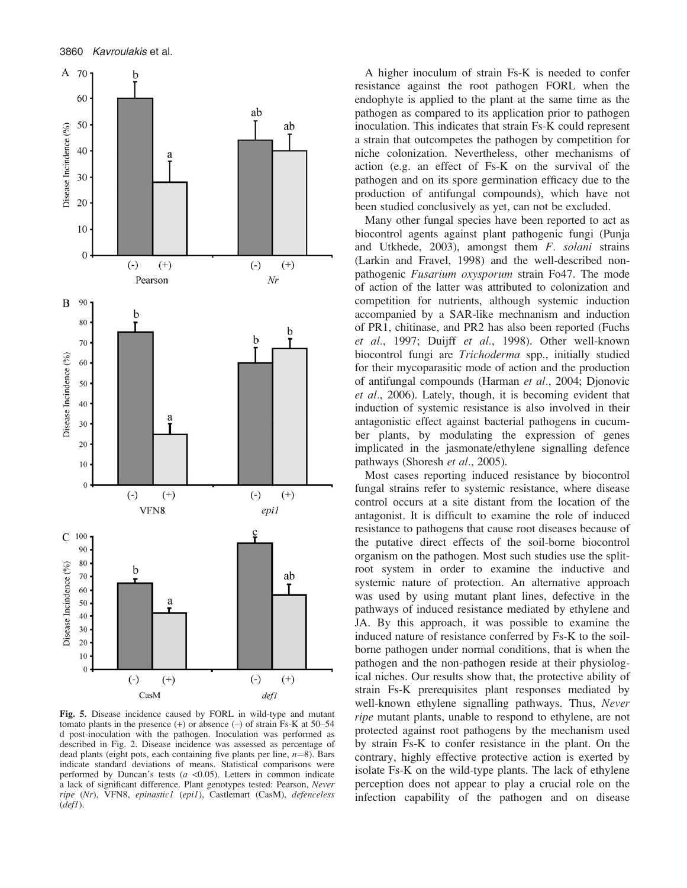**Fig. 5.** Disease incidence caused by FORL in wild-type and mutant tomato plants in the presence (+) or absence (–) of strain Fs-K at 50–54 d post-inoculation with the pathogen. Inoculation was performed as described in Fig. 2. Disease incidence was assessed as percentage of dead plants (eight pots, each containing five plants per line, $n$=8). Bars indicate standard deviations of means. Statistical comparisons were performed by Duncan's tests ($a$ <0.05). Letters in common indicate a lack of significant difference. Plant genotypes tested: Pearson, *Never ripe* (*Nr*), VFN8, *epinastic1* (*epi1*), Castlemart (CasM), *defenceless* (*def1*).

A higher inoculum of strain Fs-K is needed to confer resistance against the root pathogen FORL when the endophyte is applied to the plant at the same time as the pathogen as compared to its application prior to pathogen inoculation. This indicates that strain Fs-K could represent a strain that outcompetes the pathogen by competition for niche colonization. Nevertheless, other mechanisms of action (e.g. an effect of Fs-K on the survival of the pathogen and on its spore germination efficacy due to the production of antifungal compounds), which have not been studied conclusively as yet, can not be excluded.

Many other fungal species have been reported to act as biocontrol agents against plant pathogenic fungi (Punja and Utkhede, 2003), amongst them *F. solani* strains (Larkin and Fravel, 1998) and the well-described non-pathogenic *Fusarium oxysporum* strain Fo47. The mode of action of the latter was attributed to colonization and competition for nutrients, although systemic induction accompanied by a SAR-like mechnanism and induction of PR1, chitinase, and PR2 has also been reported (Fuchs *et al*., 1997; Duijff *et al*., 1998). Other well-known biocontrol fungi are *Trichoderma* spp., initially studied for their mycoparasitic mode of action and the production of antifungal compounds (Harman *et al*., 2004; Djonovic *et al*., 2006). Lately, though, it is becoming evident that induction of systemic resistance is also involved in their antagonistic effect against bacterial pathogens in cucumber plants, by modulating the expression of genes implicated in the jasmonate/ethylene signalling defence pathways (Shoresh *et al*., 2005).

Most cases reporting induced resistance by biocontrol fungal strains refer to systemic resistance, where disease control occurs at a site distant from the location of the antagonist. It is difficult to examine the role of induced resistance to pathogens that cause root diseases because of the putative direct effects of the soil-borne biocontrol organism on the pathogen. Most such studies use the split-root system in order to examine the inductive and systemic nature of protection. An alternative approach was used by using mutant plant lines, defective in the pathways of induced resistance mediated by ethylene and JA. By this approach, it was possible to examine the induced nature of resistance conferred by Fs-K to the soil-borne pathogen under normal conditions, that is when the pathogen and the non-pathogen reside at their physiological niches. Our results show that, the protective ability of strain Fs-K prerequisites plant responses mediated by well-known ethylene signalling pathways. Thus, *Never ripe* mutant plants, unable to respond to ethylene, are not protected against root pathogens by the mechanism used by strain Fs-K to confer resistance in the plant. On the contrary, highly effective protective action is exerted by isolate Fs-K on the wild-type plants. The lack of ethylene perception does not appear to play a crucial role on the infection capability of the pathogen and on disease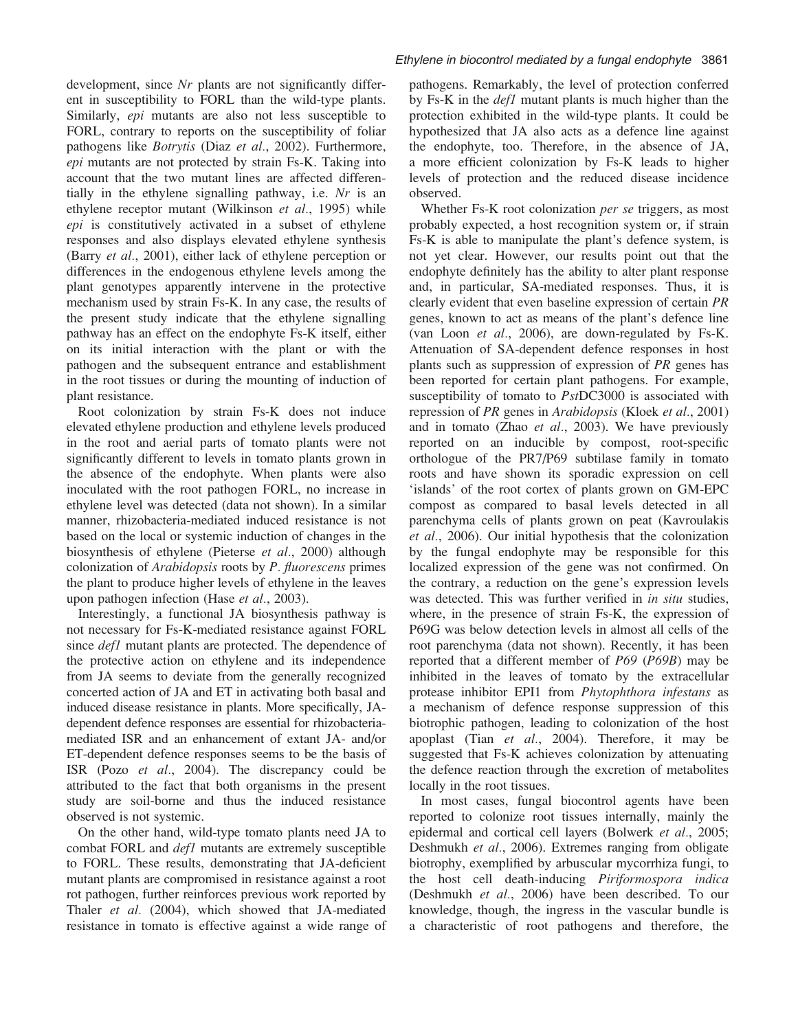development, since *Nr* plants are not significantly different in susceptibility to FORL than the wild-type plants. Similarly, *epi* mutants are also not less susceptible to FORL, contrary to reports on the susceptibility of foliar pathogens like *Botrytis* (Diaz *et al*., 2002). Furthermore, *epi* mutants are not protected by strain Fs-K. Taking into account that the two mutant lines are affected differentially in the ethylene signalling pathway, i.e. *Nr* is an ethylene receptor mutant (Wilkinson *et al*., 1995) while *epi* is constitutively activated in a subset of ethylene responses and also displays elevated ethylene synthesis (Barry *et al*., 2001), either lack of ethylene perception or differences in the endogenous ethylene levels among the plant genotypes apparently intervene in the protective mechanism used by strain Fs-K. In any case, the results of the present study indicate that the ethylene signalling pathway has an effect on the endophyte Fs-K itself, either on its initial interaction with the plant or with the pathogen and the subsequent entrance and establishment in the root tissues or during the mounting of induction of plant resistance.

Root colonization by strain Fs-K does not induce elevated ethylene production and ethylene levels produced in the root and aerial parts of tomato plants were not significantly different to levels in tomato plants grown in the absence of the endophyte. When plants were also inoculated with the root pathogen FORL, no increase in ethylene level was detected (data not shown). In a similar manner, rhizobacteria-mediated induced resistance is not based on the local or systemic induction of changes in the biosynthesis of ethylene (Pieterse *et al*., 2000) although colonization of *Arabidopsis* roots by *P. fluorescens* primes the plant to produce higher levels of ethylene in the leaves upon pathogen infection (Hase *et al*., 2003).

Interestingly, a functional JA biosynthesis pathway is not necessary for Fs-K-mediated resistance against FORL since *def1* mutant plants are protected. The dependence of the protective action on ethylene and its independence from JA seems to deviate from the generally recognized concerted action of JA and ET in activating both basal and induced disease resistance in plants. More specifically, JA-dependent defence responses are essential for rhizobacteria-mediated ISR and an enhancement of extant JA- and/or ET-dependent defence responses seems to be the basis of ISR (Pozo *et al*., 2004). The discrepancy could be attributed to the fact that both organisms in the present study are soil-borne and thus the induced resistance observed is not systemic.

On the other hand, wild-type tomato plants need JA to combat FORL and *def1* mutants are extremely susceptible to FORL. These results, demonstrating that JA-deficient mutant plants are compromised in resistance against a root rot pathogen, further reinforces previous work reported by Thaler *et al.* (2004), which showed that JA-mediated resistance in tomato is effective against a wide range of pathogens. Remarkably, the level of protection conferred by Fs-K in the *def1* mutant plants is much higher than the protection exhibited in the wild-type plants. It could be hypothesized that JA also acts as a defence line against the endophyte, too. Therefore, in the absence of JA, a more efficient colonization by Fs-K leads to higher levels of protection and the reduced disease incidence observed.

Whether Fs-K root colonization *per se* triggers, as most probably expected, a host recognition system or, if strain Fs-K is able to manipulate the plant's defence system, is not yet clear. However, our results point out that the endophyte definitely has the ability to alter plant response and, in particular, SA-mediated responses. Thus, it is clearly evident that even baseline expression of certain *PR* genes, known to act as means of the plant's defence line (van Loon *et al*., 2006), are down-regulated by Fs-K. Attenuation of SA-dependent defence responses in host plants such as suppression of expression of *PR* genes has been reported for certain plant pathogens. For example, susceptibility of tomato to *Pst*DC3000 is associated with repression of *PR* genes in *Arabidopsis* (Kloek *et al*., 2001) and in tomato (Zhao *et al*., 2003). We have previously reported on an inducible by compost, root-specific orthologue of the PR7/P69 subtilase family in tomato roots and have shown its sporadic expression on cell 'islands' of the root cortex of plants grown on GM-EPC compost as compared to basal levels detected in all parenchyma cells of plants grown on peat (Kavroulakis *et al*., 2006). Our initial hypothesis that the colonization by the fungal endophyte may be responsible for this localized expression of the gene was not confirmed. On the contrary, a reduction on the gene's expression levels was detected. This was further verified in *in situ* studies, where, in the presence of strain Fs-K, the expression of P69G was below detection levels in almost all cells of the root parenchyma (data not shown). Recently, it has been reported that a different member of *P69* (*P69B*) may be inhibited in the leaves of tomato by the extracellular protease inhibitor EPI1 from *Phytophthora infestans* as a mechanism of defence response suppression of this biotrophic pathogen, leading to colonization of the host apoplast (Tian *et al*., 2004). Therefore, it may be suggested that Fs-K achieves colonization by attenuating the defence reaction through the excretion of metabolites locally in the root tissues.

In most cases, fungal biocontrol agents have been reported to colonize root tissues internally, mainly the epidermal and cortical cell layers (Bolwerk *et al*., 2005; Deshmukh *et al*., 2006). Extremes ranging from obligate biotrophy, exemplified by arbuscular mycorrhiza fungi, to the host cell death-inducing *Piriformospora indica* (Deshmukh *et al*., 2006) have been described. To our knowledge, though, the ingress in the vascular bundle is a characteristic of root pathogens and therefore, the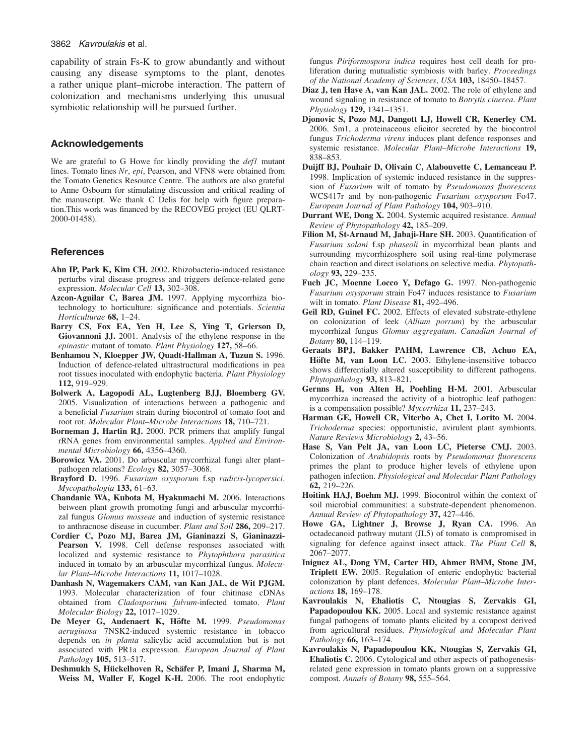capability of strain Fs-K to grow abundantly and without causing any disease symptoms to the plant, denotes a rather unique plant–microbe interaction. The pattern of colonization and mechanisms underlying this unusual symbiotic relationship will be pursued further.

## Acknowledgements

We are grateful to G Howe for kindly providing the *def1* mutant lines. Tomato lines *Nr*, *epi*, Pearson, and VFN8 were obtained from the Tomato Genetics Resource Centre. The authors are also grateful to Anne Osbourn for stimulating discussion and critical reading of the manuscript. We thank C Delis for help with figure preparation.This work was financed by the RECOVEG project (EU QLRT-2000-01458).

## References

**Ahn IP, Park K, Kim CH.** 2002. Rhizobacteria-induced resistance perturbs viral disease progress and triggers defence-related gene expression. *Molecular Cell* **13,** 302–308.

**Azcon-Aguilar C, Barea JM.** 1997. Applying mycorrhiza biotechnology to horticulture: significance and potentials. *Scientia Horticulturae* **68,** 1–24.

**Barry CS, Fox EA, Yen H, Lee S, Ying T, Grierson D, Giovannoni JJ.** 2001. Analysis of the ethylene response in the *epinastic* mutant of tomato. *Plant Physiology* **127,** 58–66.

**Benhamou N, Kloepper JW, Quadt-Hallman A, Tuzun S.** 1996. Induction of defence-related ultrastructural modifications in pea root tissues inoculated with endophytic bacteria. *Plant Physiology* **112,** 919–929.

**Bolwerk A, Lagopodi AL, Lugtenberg BJJ, Bloemberg GV.** 2005. Visualization of interactions between a pathogenic and a beneficial *Fusarium* strain during biocontrol of tomato foot and root rot. *Molecular Plant–Microbe Interactions* **18,** 710–721.

**Borneman J, Hartin RJ.** 2000. PCR primers that amplify fungal rRNA genes from environmental samples. *Applied and Environmental Microbiology* **66,** 4356–4360.

**Borowicz VA.** 2001. Do arbuscular mycorrhizal fungi alter plant–pathogen relations? *Ecology* **82,** 3057–3068.

**Brayford D.** 1996. *Fusarium oxysporum* f.sp *radicis-lycopersici*. *Mycopathologia* **133,** 61–63.

**Chandanie WA, Kubota M, Hyakumachi M.** 2006. Interactions between plant growth promoting fungi and arbuscular mycorrhizal fungus *Glomus mosseae* and induction of systemic resistance to anthracnose disease in cucumber. *Plant and Soil* **286,** 209–217.

**Cordier C, Pozo MJ, Barea JM, Gianinazzi S, Gianinazzi-Pearson V.** 1998. Cell defense responses associated with localized and systemic resistance to *Phytophthora parasitica* induced in tomato by an arbuscular mycorrhizal fungus. *Molecular Plant–Microbe Interactions* **11,** 1017–1028.

**Danhash N, Wagemakers CAM, van Kan JAL, de Wit PJGM.** 1993. Molecular characterization of four chitinase cDNAs obtained from *Cladosporium fulvum*-infected tomato. *Plant Molecular Biology* **22,** 1017–1029.

**De Meyer G, Audenaert K, Höfte M.** 1999. *Pseudomonas aeruginosa* 7NSK2-induced systemic resistance in tobacco depends on *in planta* salicylic acid accumulation but is not associated with PR1a expression. *European Journal of Plant Pathology* **105,** 513–517.

**Deshmukh S, Hückelhoven R, Schäfer P, Imani J, Sharma M, Weiss M, Waller F, Kogel K-H.** 2006. The root endophytic fungus *Piriformospora indica* requires host cell death for proliferation during mutualistic symbiosis with barley. *Proceedings of the National Academy of Sciences, USA* **103,** 18450–18457.

**Diaz J, ten Have A, van Kan JAL.** 2002. The role of ethylene and wound signaling in resistance of tomato to *Botrytis cinerea*. *Plant Physiology* **129,** 1341–1351.

**Djonovic S, Pozo MJ, Dangott LJ, Howell CR, Kenerley CM.** 2006. Sm1, a proteinaceous elicitor secreted by the biocontrol fungus *Trichoderma virens* induces plant defence responses and systemic resistance. *Molecular Plant–Microbe Interactions* **19,** 838–853.

**Duijff BJ, Pouhair D, Olivain C, Alabouvette C, Lemanceau P.** 1998. Implication of systemic induced resistance in the suppression of *Fusarium* wilt of tomato by *Pseudomonas fluorescens* WCS417r and by non-pathogenic *Fusarium oxysporum* Fo47. *European Journal of Plant Pathology* **104,** 903–910.

**Durrant WE, Dong X.** 2004. Systemic acquired resistance. *Annual Review of Phytopathology* **42,** 185–209.

**Filion M, St-Arnaud M, Jabaji-Hare SH.** 2003. Quantification of *Fusarium solani* f.sp *phaseoli* in mycorrhizal bean plants and surrounding mycorrhizosphere soil using real-time polymerase chain reaction and direct isolations on selective media. *Phytopathology* **93,** 229–235.

**Fuch JC, Moenne Locco Y, Defago G.** 1997. Non-pathogenic *Fusarium oxysporum* strain Fo47 induces resistance to *Fusarium* wilt in tomato. *Plant Disease* **81,** 492–496.

**Geil RD, Guinel FC.** 2002. Effects of elevated substrate-ethylene on colonization of leek (*Allium porrum*) by the arbuscular mycorrhizal fungus *Glomus aggregatum*. *Canadian Journal of Botany* **80,** 114–119.

**Geraats BPJ, Bakker PAHM, Lawrence CB, Achuo EA, Höfte M, van Loon LC.** 2003. Ethylene-insensitive tobacco shows differentially altered susceptibility to different pathogens. *Phytopathology* **93,** 813–821.

**Gernns H, von Alten H, Poehling H-M.** 2001. Arbuscular mycorrhiza increased the activity of a biotrophic leaf pathogen: is a compensation possible? *Mycorrhiza* **11,** 237–243.

**Harman GE, Howell CR, Viterbo A, Chet I, Lorito M.** 2004. *Trichoderma* species: opportunistic, avirulent plant symbionts. *Nature Reviews Microbiology* **2,** 43–56.

**Hase S, Van Pelt JA, van Loon LC, Pieterse CMJ.** 2003. Colonization of *Arabidopsis* roots by *Pseudomonas fluorescens* primes the plant to produce higher levels of ethylene upon pathogen infection. *Physiological and Molecular Plant Pathology* **62,** 219–226.

**Hoitink HAJ, Boehm MJ.** 1999. Biocontrol within the context of soil microbial communities: a substrate-dependent phenomenon. *Annual Review of Phytopathology* **37,** 427–446.

**Howe GA, Lightner J, Browse J, Ryan CA.** 1996. An octadecanoid pathway mutant (JL5) of tomato is compromised in signaling for defence against insect attack. *The Plant Cell* **8,** 2067–2077.

**Iniguez AL, Dong YM, Carter HD, Ahmer BMM, Stone JM, Triplett EW.** 2005. Regulation of enteric endophytic bacterial colonization by plant defences. *Molecular Plant–Microbe Interactions* **18,** 169–178.

**Kavroulakis N, Ehaliotis C, Ntougias S, Zervakis GI, Papadopoulou KK.** 2005. Local and systemic resistance against fungal pathogens of tomato plants elicited by a compost derived from agricultural residues. *Physiological and Molecular Plant Pathology* **66,** 163–174.

**Kavroulakis N, Papadopoulou KK, Ntougias S, Zervakis GI, Ehaliotis C.** 2006. Cytological and other aspects of pathogenesis-related gene expression in tomato plants grown on a suppressive compost. *Annals of Botany* **98,** 555–564.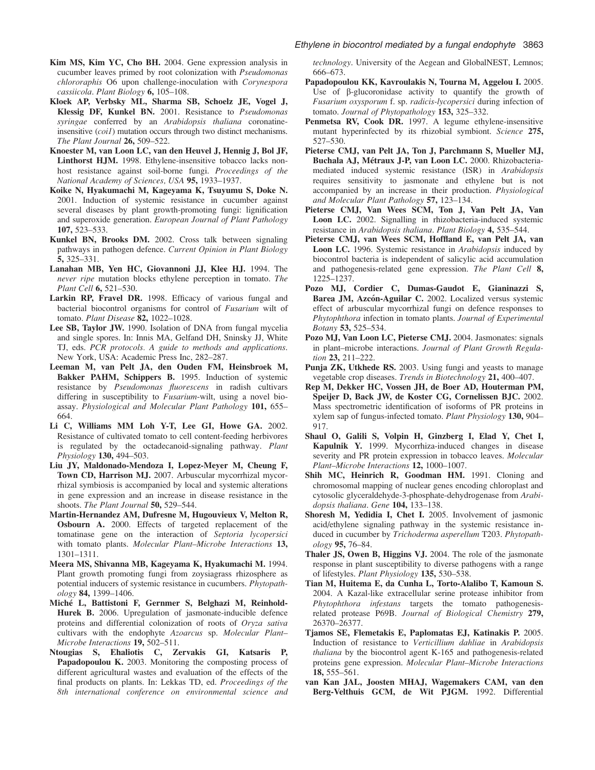**Kim MS, Kim YC, Cho BH.** 2004. Gene expression analysis in cucumber leaves primed by root colonization with *Pseudomonas chlororaphis* O6 upon challenge-inoculation with *Corynespora cassiicola*. *Plant Biology* **6,** 105–108.

**Kloek AP, Verbsky ML, Sharma SB, Schoelz JE, Vogel J, Klessig DF, Kunkel BN.** 2001. Resistance to *Pseudomonas syringae* conferred by an *Arabidopsis thaliana* coronatine-insensitive (*coi1*) mutation occurs through two distinct mechanisms. *The Plant Journal* **26,** 509–522.

**Knoester M, van Loon LC, van den Heuvel J, Hennig J, Bol JF, Linthorst HJM.** 1998. Ethylene-insensitive tobacco lacks non-host resistance against soil-borne fungi. *Proceedings of the National Academy of Sciences, USA* **95,** 1933–1937.

**Koike N, Hyakumachi M, Kageyama K, Tsuyumu S, Doke N.** 2001. Induction of systemic resistance in cucumber against several diseases by plant growth-promoting fungi: lignification and superoxide generation. *European Journal of Plant Pathology* **107,** 523–533.

**Kunkel BN, Brooks DM.** 2002. Cross talk between signaling pathways in pathogen defence. *Current Opinion in Plant Biology* **5,** 325–331.

**Lanahan MB, Yen HC, Giovannoni JJ, Klee HJ.** 1994. The *never ripe* mutation blocks ethylene perception in tomato. *The Plant Cell* **6,** 521–530.

**Larkin RP, Fravel DR.** 1998. Efficacy of various fungal and bacterial biocontrol organisms for control of *Fusarium* wilt of tomato. *Plant Disease* **82,** 1022–1028.

**Lee SB, Taylor JW.** 1990. Isolation of DNA from fungal mycelia and single spores. In: Innis MA, Gelfand DH, Sninsky JJ, White TJ, eds. *PCR protocols. A guide to methods and applications*. New York, USA: Academic Press Inc, 282–287.

**Leeman M, van Pelt JA, den Ouden FM, Heinsbroek M, Bakker PAHM, Schippers B.** 1995. Induction of systemic resistance by *Pseudomonas fluorescens* in radish cultivars differing in susceptibility to *Fusarium*-wilt, using a novel bioassay. *Physiological and Molecular Plant Pathology* **101,** 655–664.

**Li C, Williams MM Loh Y-T, Lee GI, Howe GA.** 2002. Resistance of cultivated tomato to cell content-feeding herbivores is regulated by the octadecanoid-signaling pathway. *Plant Physiology* **130,** 494–503.

**Liu JY, Maldonado-Mendoza I, Lopez-Meyer M, Cheung F, Town CD, Harrison MJ.** 2007. Arbuscular mycorrhizal mycorrhizal symbiosis is accompanied by local and systemic alterations in gene expression and an increase in disease resistance in the shoots. *The Plant Journal* **50,** 529–544.

**Martin-Hernandez AM, Dufresne M, Hugouvieux V, Melton R, Osbourn A.** 2000. Effects of targeted replacement of the tomatinase gene on the interaction of *Septoria lycopersici* with tomato plants. *Molecular Plant–Microbe Interactions* **13,** 1301–1311.

**Meera MS, Shivanna MB, Kageyama K, Hyakumachi M.** 1994. Plant growth promoting fungi from zoysiagrass rhizosphere as potential inducers of systemic resistance in cucumbers. *Phytopathology* **84,** 1399–1406.

**Miché L, Battistoni F, Gernmer S, Belghazi M, Reinhold-Hurek B.** 2006. Upregulation of jasmonate-inducible defence proteins and differential colonization of roots of *Oryza sativa* cultivars with the endophyte *Azoarcus* sp. *Molecular Plant–Microbe Interactions* **19,** 502–511.

**Ntougias S, Ehaliotis C, Zervakis GI, Katsaris P, Papadopoulou K.** 2003. Monitoring the composting process of different agricultural wastes and evaluation of the effects of the final products on plants. In: Lekkas TD, ed. *Proceedings of the 8th international conference on environmental science and technology*. University of the Aegean and GlobalNEST, Lemnos; 666–673.

**Papadopoulou KK, Kavroulakis N, Tourna M, Aggelou I.** 2005. Use of β-glucoronidase activity to quantify the growth of *Fusarium oxysporum* f. sp. *radicis-lycopersici* during infection of tomato. *Journal of Phytopathology* **153,** 325–332.

**Penmetsa RV, Cook DR.** 1997. A legume ethylene-insensitive mutant hyperinfected by its rhizobial symbiont. *Science* **275,** 527–530.

**Pieterse CMJ, van Pelt JA, Ton J, Parchmann S, Mueller MJ, Buchala AJ, Métraux J-P, van Loon LC.** 2000. Rhizobacteria-mediated induced systemic resistance (ISR) in *Arabidopsis* requires sensitivity to jasmonate and ethylene but is not accompanied by an increase in their production. *Physiological and Molecular Plant Pathology* **57,** 123–134.

**Pieterse CMJ, Van Wees SCM, Ton J, Van Pelt JA, Van Loon LC.** 2002. Signalling in rhizobacteria-induced systemic resistance in *Arabidopsis thaliana*. *Plant Biology* **4,** 535–544.

**Pieterse CMJ, van Wees SCM, Hoffland E, van Pelt JA, van Loon LC.** 1996. Systemic resistance in *Arabidopsis* induced by biocontrol bacteria is independent of salicylic acid accumulation and pathogenesis-related gene expression. *The Plant Cell* **8,** 1225–1237.

**Pozo MJ, Cordier C, Dumas-Gaudot E, Gianinazzi S, Barea JM, Azcón-Aguilar C.** 2002. Localized versus systemic effect of arbuscular mycorrhizal fungi on defence responses to *Phytophthora* infection in tomato plants. *Journal of Experimental Botany* **53,** 525–534.

**Pozo MJ, Van Loon LC, Pieterse CMJ.** 2004. Jasmonates: signals in plant–microbe interactions. *Journal of Plant Growth Regulation* **23,** 211–222.

**Punja ZK, Utkhede RS.** 2003. Using fungi and yeasts to manage vegetable crop diseases. *Trends in Biotechnology* **21,** 400–407.

**Rep M, Dekker HC, Vossen JH, de Boer AD, Houterman PM, Speijer D, Back JW, de Koster CG, Cornelissen BJC.** 2002. Mass spectrometric identification of isoforms of PR proteins in xylem sap of fungus-infected tomato. *Plant Physiology* **130,** 904–917.

**Shaul O, Galili S, Volpin H, Ginzberg I, Elad Y, Chet I, Kapulnik Y.** 1999. Mycorrhiza-induced changes in disease severity and PR protein expression in tobacco leaves. *Molecular Plant–Microbe Interactions* **12,** 1000–1007.

**Shih MC, Heinrich R, Goodman HM.** 1991. Cloning and chromosomal mapping of nuclear genes encoding chloroplast and cytosolic glyceraldehyde-3-phosphate-dehydrogenase from *Arabidopsis thaliana*. *Gene* **104,** 133–138.

**Shoresh M, Yedidia I, Chet I.** 2005. Involvement of jasmonic acid/ethylene signaling pathway in the systemic resistance induced in cucumber by *Trichoderma asperellum* T203. *Phytopathology* **95,** 76–84.

**Thaler JS, Owen B, Higgins VJ.** 2004. The role of the jasmonate response in plant susceptibility to diverse pathogens with a range of lifestyles. *Plant Physiology* **135,** 530–538.

**Tian M, Huitema E, da Cunha L, Torto-Alalibo T, Kamoun S.** 2004. A Kazal-like extracellular serine protease inhibitor from *Phytophthora infestans* targets the tomato pathogenesis-related protease P69B. *Journal of Biological Chemistry* **279,** 26370–26377.

**Tjamos SE, Flemetakis E, Paplomatas EJ, Katinakis P.** 2005. Induction of resistance to *Verticillium dahliae* in *Arabidopsis thaliana* by the biocontrol agent K-165 and pathogenesis-related proteins gene expression. *Molecular Plant–Microbe Interactions* **18,** 555–561.

**van Kan JAL, Joosten MHAJ, Wagemakers CAM, van den Berg-Velthuis GCM, de Wit PJGM.** 1992. Differential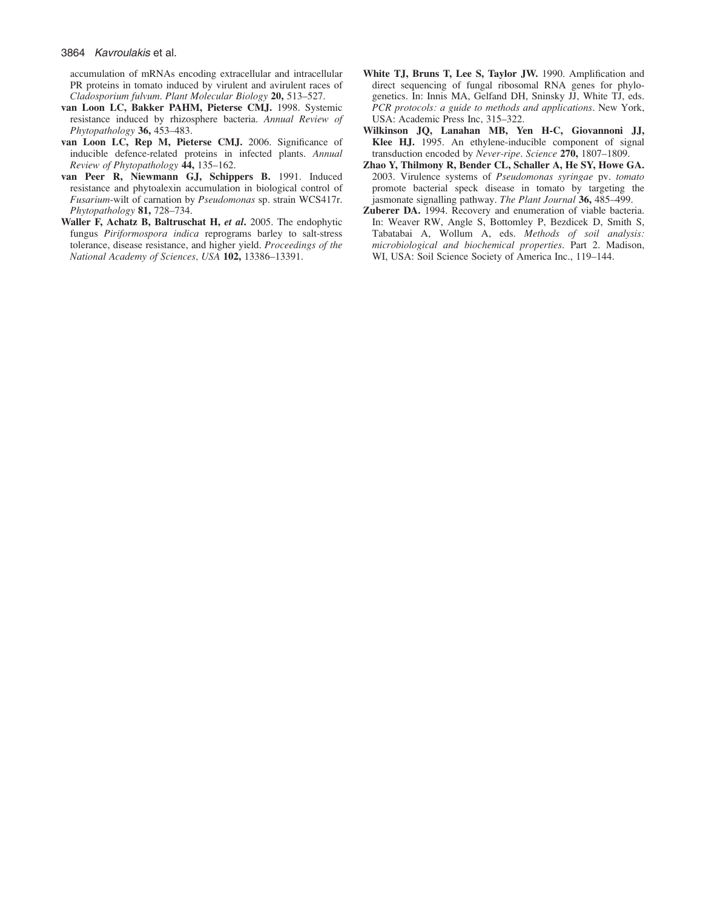accumulation of mRNAs encoding extracellular and intracellular PR proteins in tomato induced by virulent and avirulent races of *Cladosporium fulvum*. *Plant Molecular Biology* **20,** 513–527.

**van Loon LC, Bakker PAHM, Pieterse CMJ.** 1998. Systemic resistance induced by rhizosphere bacteria. *Annual Review of Phytopathology* **36,** 453–483.

**van Loon LC, Rep M, Pieterse CMJ.** 2006. Significance of inducible defence-related proteins in infected plants. *Annual Review of Phytopathology* **44,** 135–162.

**van Peer R, Niewmann GJ, Schippers B.** 1991. Induced resistance and phytoalexin accumulation in biological control of *Fusarium*-wilt of carnation by *Pseudomonas* sp. strain WCS417r. *Phytopathology* **81,** 728–734.

**Waller F, Achatz B, Baltruschat H, *et al*.** 2005. The endophytic fungus *Piriformospora indica* reprograms barley to salt-stress tolerance, disease resistance, and higher yield. *Proceedings of the National Academy of Sciences, USA* **102,** 13386–13391.

**White TJ, Bruns T, Lee S, Taylor JW.** 1990. Amplification and direct sequencing of fungal ribosomal RNA genes for phylogenetics. In: Innis MA, Gelfand DH, Sninsky JJ, White TJ, eds. *PCR protocols: a guide to methods and applications*. New York, USA: Academic Press Inc, 315–322.

**Wilkinson JQ, Lanahan MB, Yen H-C, Giovannoni JJ, Klee HJ.** 1995. An ethylene-inducible component of signal transduction encoded by *Never-ripe*. *Science* **270,** 1807–1809.

**Zhao Y, Thilmony R, Bender CL, Schaller A, He SY, Howe GA.** 2003. Virulence systems of *Pseudomonas syringae* pv. *tomato* promote bacterial speck disease in tomato by targeting the jasmonate signalling pathway. *The Plant Journal* **36,** 485–499.

**Zuberer DA.** 1994. Recovery and enumeration of viable bacteria. In: Weaver RW, Angle S, Bottomley P, Bezdicek D, Smith S, Tabatabai A, Wollum A, eds. *Methods of soil analysis: microbiological and biochemical properties*. Part 2. Madison, WI, USA: Soil Science Society of America Inc., 119–144.